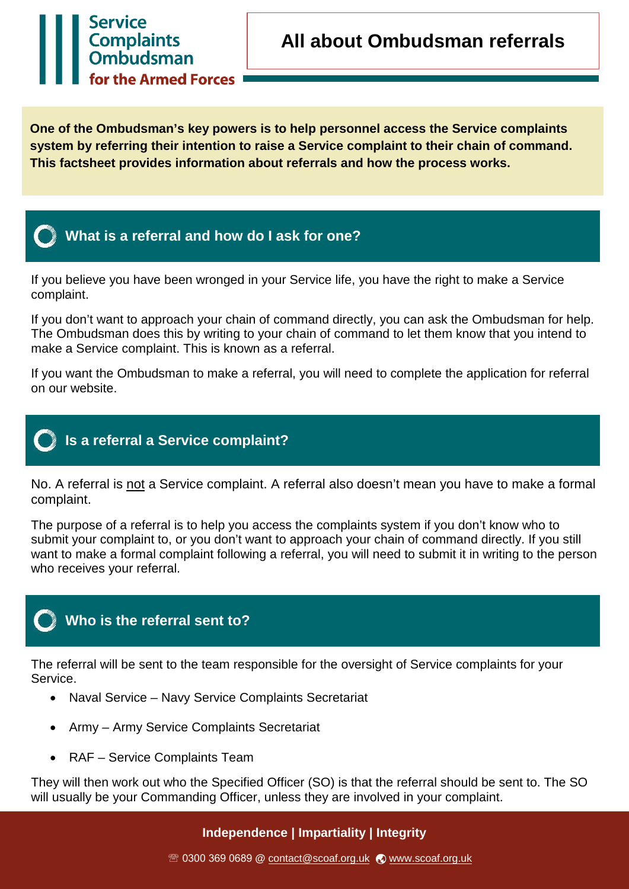Service Complaints Ombudsman for the Armed Forces

# All about Ombudsman referrals

**One of the Ombudsman's key powers is to help personnel access the Service complaints system by referring their intention to raise a Service complaint to their chain of command. This factsheet provides information about referrals and how the process works.**

## What is a referral and how do I ask for one?

If you believe you have been wronged in your Service life, you have the right to make a Service complaint.

If you don't want to approach your chain of command directly, you can ask the Ombudsman for help. The Ombudsman does this by writing to your chain of command to let them know that you intend to make a Service complaint. This is known as a referral.

If you want the Ombudsman to make a referral, you will need to complete the application for referral on our website.

## Is a referral a Service complaint?

No. A referral is not a Service complaint. A referral also doesn't mean you have to make a formal complaint.

The purpose of a referral is to help you access the complaints system if you don't know who to submit your complaint to, or you don't want to approach your chain of command directly. If you still want to make a formal complaint following a referral, you will need to submit it in writing to the person who receives your referral.

## Who is the referral sent to?

The referral will be sent to the team responsible for the oversight of Service complaints for your Service.

- Naval Service – Navy Service Complaints Secretariat
- Army – Army Service Complaints Secretariat
- RAF – Service Complaints Team

They will then work out who the Specified Officer (SO) is that the referral should be sent to. The SO will usually be your Commanding Officer, unless they are involved in your complaint.

**Independence | Impartiality | Integrity**

☏ 0300 369 0689 @ contact@scoaf.org.uk www.scoaf.org.uk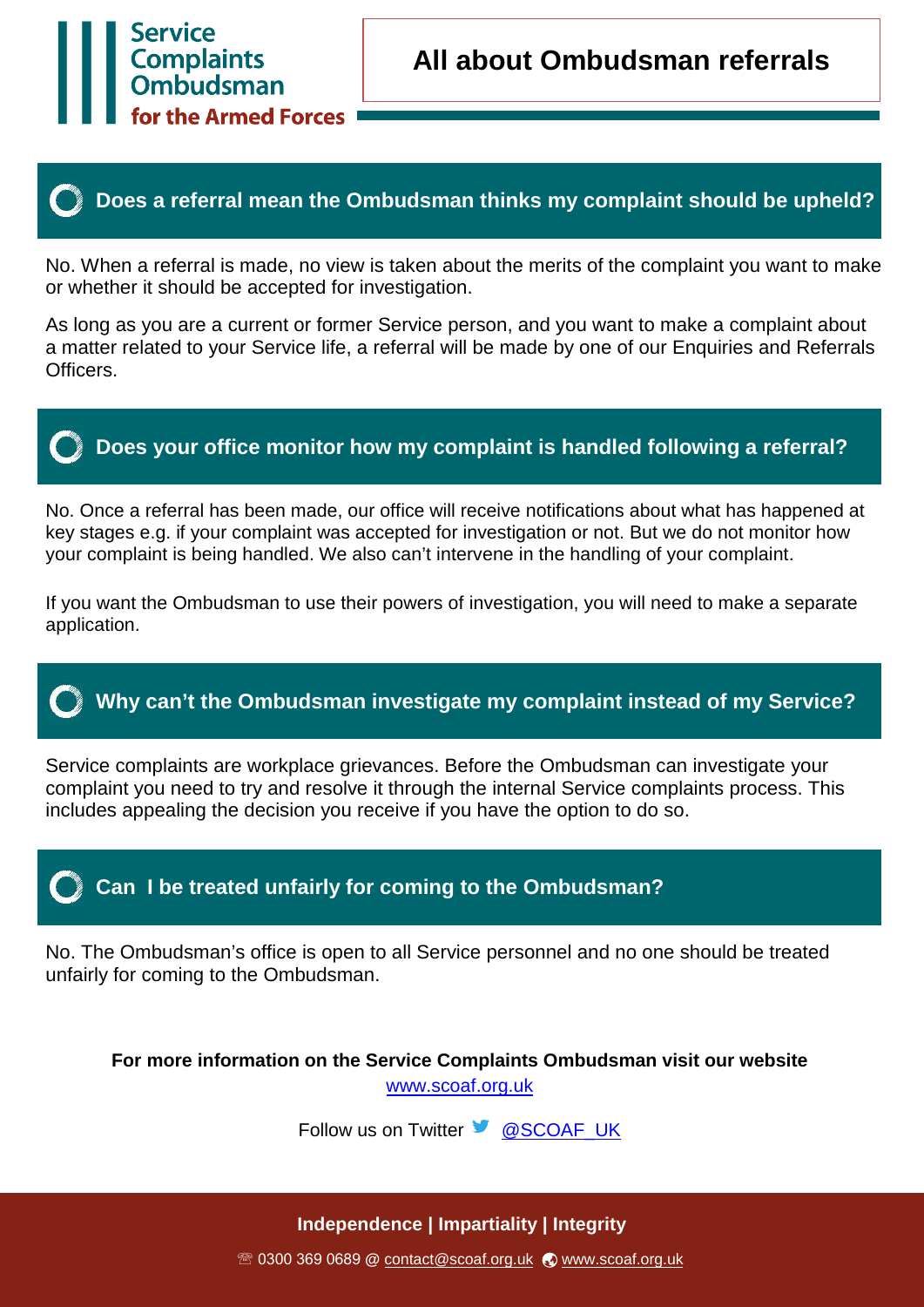Service Complaints Ombudsman for the Armed Forces

# All about Ombudsman referrals

## Does a referral mean the Ombudsman thinks my complaint should be upheld?

No. When a referral is made, no view is taken about the merits of the complaint you want to make or whether it should be accepted for investigation.

As long as you are a current or former Service person, and you want to make a complaint about a matter related to your Service life, a referral will be made by one of our Enquiries and Referrals Officers.

## Does your office monitor how my complaint is handled following a referral?

No. Once a referral has been made, our office will receive notifications about what has happened at key stages e.g. if your complaint was accepted for investigation or not. But we do not monitor how your complaint is being handled. We also can't intervene in the handling of your complaint.

If you want the Ombudsman to use their powers of investigation, you will need to make a separate application.

## Why can't the Ombudsman investigate my complaint instead of my Service?

Service complaints are workplace grievances. Before the Ombudsman can investigate your complaint you need to try and resolve it through the internal Service complaints process. This includes appealing the decision you receive if you have the option to do so.

## Can I be treated unfairly for coming to the Ombudsman?

No. The Ombudsman's office is open to all Service personnel and no one should be treated unfairly for coming to the Ombudsman.

**For more information on the Service Complaints Ombudsman visit our website**
www.scoaf.org.uk

Follow us on Twitter @SCOAF_UK

**Independence | Impartiality | Integrity**

☎ 0300 369 0689 @ contact@scoaf.org.uk www.scoaf.org.uk